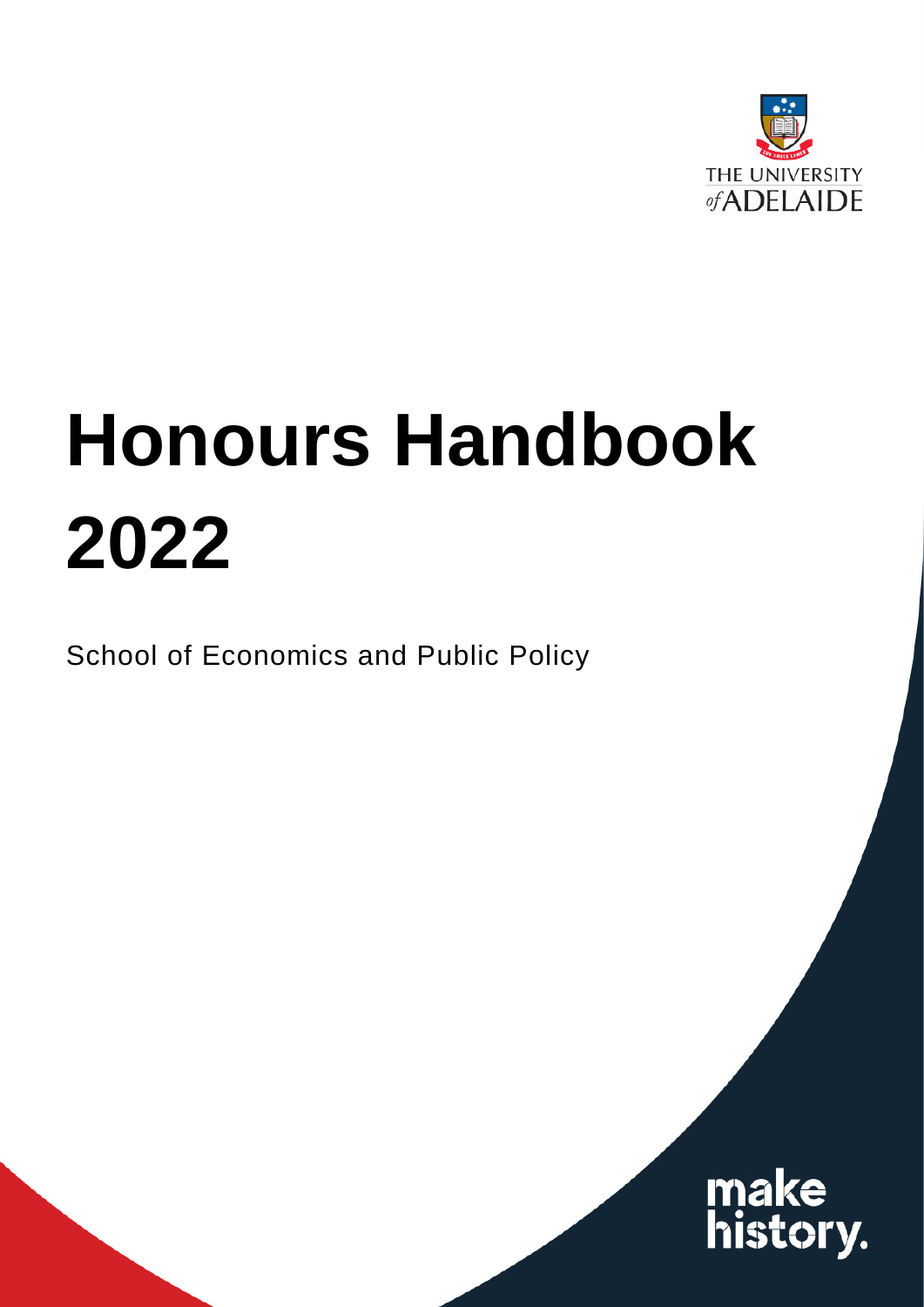THE UNIVERSITY *of* ADELAIDE

# Honours Handbook 2022

School of Economics and Public Policy

make history.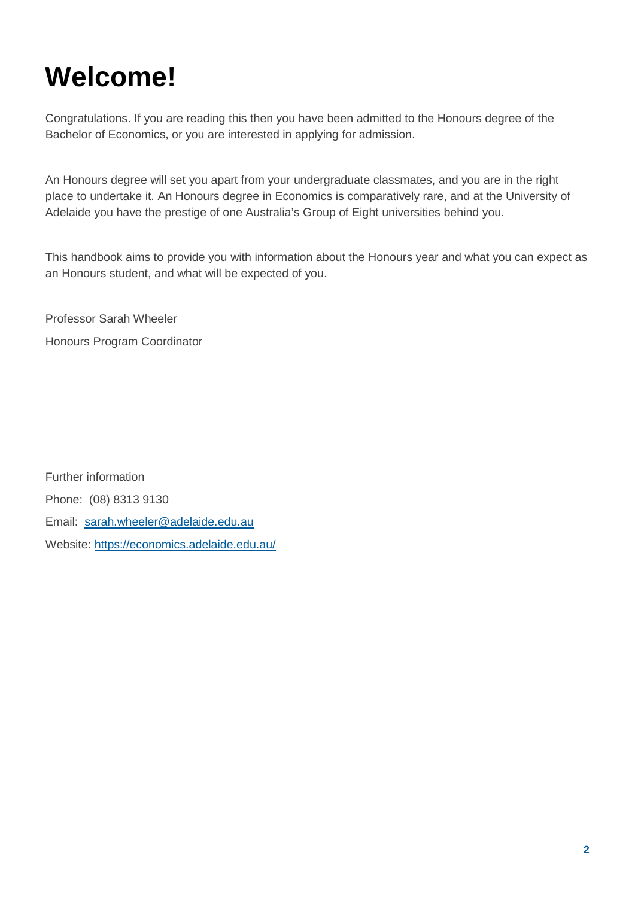# Welcome!

Congratulations. If you are reading this then you have been admitted to the Honours degree of the Bachelor of Economics, or you are interested in applying for admission.

An Honours degree will set you apart from your undergraduate classmates, and you are in the right place to undertake it. An Honours degree in Economics is comparatively rare, and at the University of Adelaide you have the prestige of one Australia's Group of Eight universities behind you.

This handbook aims to provide you with information about the Honours year and what you can expect as an Honours student, and what will be expected of you.

Professor Sarah Wheeler

Honours Program Coordinator

Further information

Phone: (08) 8313 9130

Email: [sarah.wheeler@adelaide.edu.au](mailto:sarah.wheeler@adelaide.edu.au)

Website: [https://economics.adelaide.edu.au/](https://economics.adelaide.edu.au/)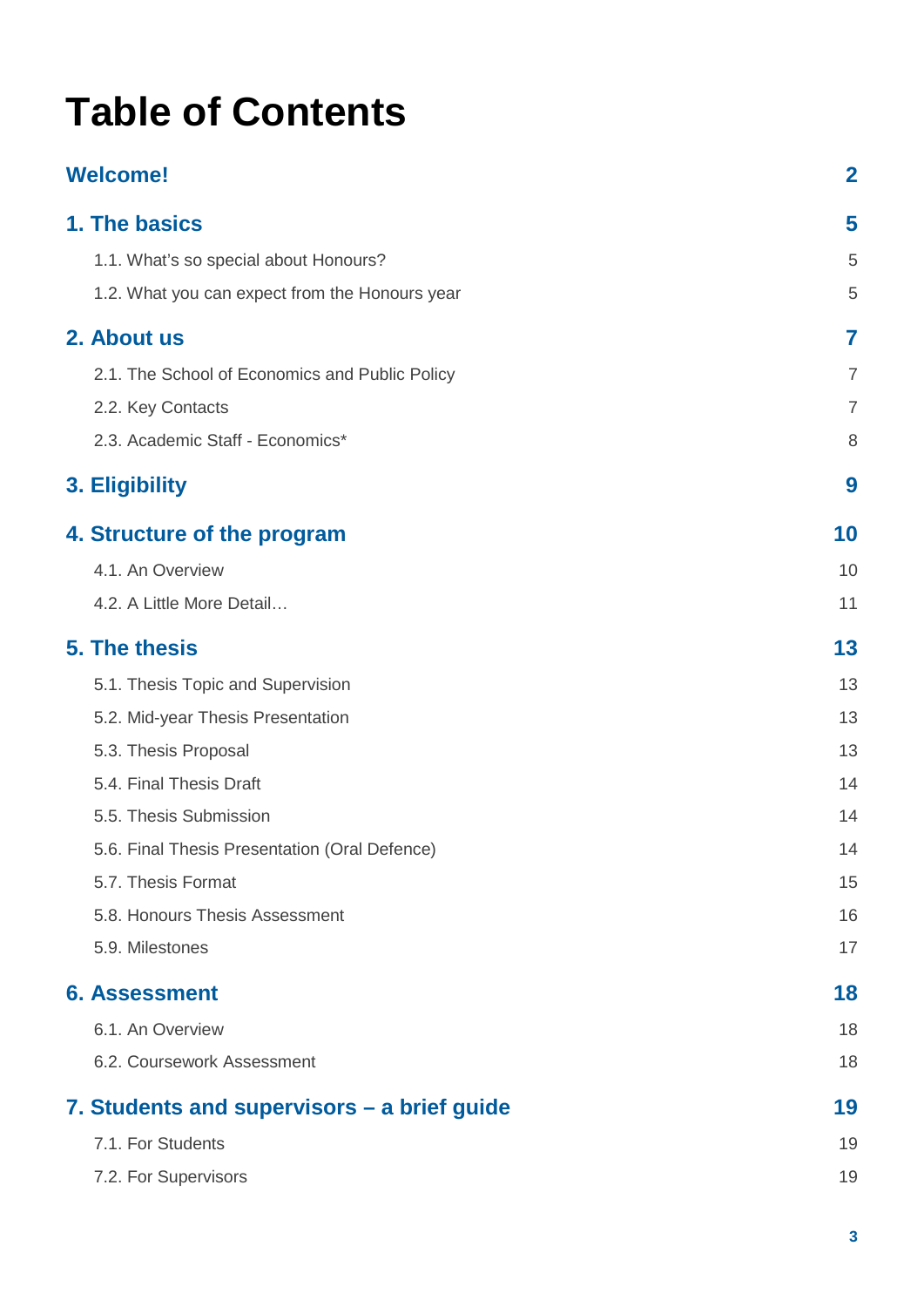# Table of Contents

| | |
|---|---|
| **Welcome!** | **2** |
| **1. The basics** | **5** |
| 1.1. What's so special about Honours? | 5 |
| 1.2. What you can expect from the Honours year | 5 |
| **2. About us** | **7** |
| 2.1. The School of Economics and Public Policy | 7 |
| 2.2. Key Contacts | 7 |
| 2.3. Academic Staff - Economics* | 8 |
| **3. Eligibility** | **9** |
| **4. Structure of the program** | **10** |
| 4.1. An Overview | 10 |
| 4.2. A Little More Detail… | 11 |
| **5. The thesis** | **13** |
| 5.1. Thesis Topic and Supervision | 13 |
| 5.2. Mid-year Thesis Presentation | 13 |
| 5.3. Thesis Proposal | 13 |
| 5.4. Final Thesis Draft | 14 |
| 5.5. Thesis Submission | 14 |
| 5.6. Final Thesis Presentation (Oral Defence) | 14 |
| 5.7. Thesis Format | 15 |
| 5.8. Honours Thesis Assessment | 16 |
| 5.9. Milestones | 17 |
| **6. Assessment** | **18** |
| 6.1. An Overview | 18 |
| 6.2. Coursework Assessment | 18 |
| **7. Students and supervisors – a brief guide** | **19** |
| 7.1. For Students | 19 |
| 7.2. For Supervisors | 19 |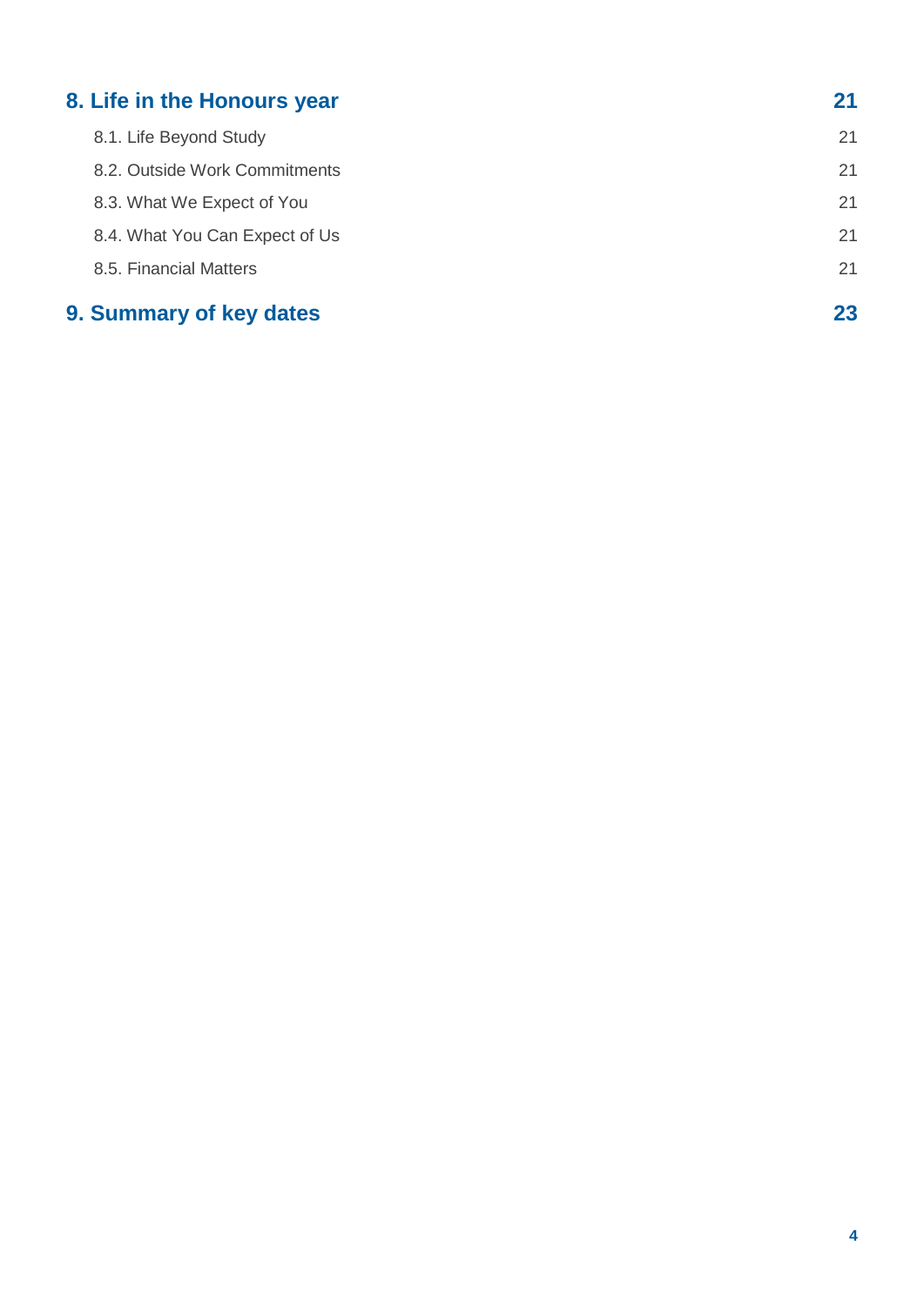**8. Life in the Honours year** 21

- 8.1. Life Beyond Study 21
- 8.2. Outside Work Commitments 21
- 8.3. What We Expect of You 21
- 8.4. What You Can Expect of Us 21
- 8.5. Financial Matters 21

**9. Summary of key dates** 23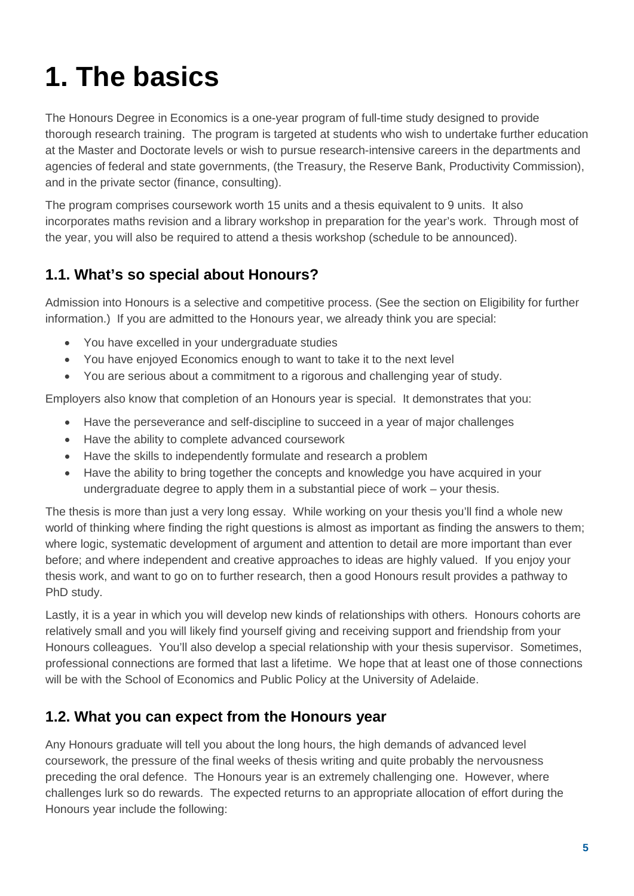# 1. The basics

The Honours Degree in Economics is a one-year program of full-time study designed to provide thorough research training. The program is targeted at students who wish to undertake further education at the Master and Doctorate levels or wish to pursue research-intensive careers in the departments and agencies of federal and state governments, (the Treasury, the Reserve Bank, Productivity Commission), and in the private sector (finance, consulting).

The program comprises coursework worth 15 units and a thesis equivalent to 9 units. It also incorporates maths revision and a library workshop in preparation for the year's work. Through most of the year, you will also be required to attend a thesis workshop (schedule to be announced).

## 1.1. What's so special about Honours?

Admission into Honours is a selective and competitive process. (See the section on Eligibility for further information.) If you are admitted to the Honours year, we already think you are special:

- You have excelled in your undergraduate studies
- You have enjoyed Economics enough to want to take it to the next level
- You are serious about a commitment to a rigorous and challenging year of study.

Employers also know that completion of an Honours year is special. It demonstrates that you:

- Have the perseverance and self-discipline to succeed in a year of major challenges
- Have the ability to complete advanced coursework
- Have the skills to independently formulate and research a problem
- Have the ability to bring together the concepts and knowledge you have acquired in your undergraduate degree to apply them in a substantial piece of work – your thesis.

The thesis is more than just a very long essay. While working on your thesis you'll find a whole new world of thinking where finding the right questions is almost as important as finding the answers to them; where logic, systematic development of argument and attention to detail are more important than ever before; and where independent and creative approaches to ideas are highly valued. If you enjoy your thesis work, and want to go on to further research, then a good Honours result provides a pathway to PhD study.

Lastly, it is a year in which you will develop new kinds of relationships with others. Honours cohorts are relatively small and you will likely find yourself giving and receiving support and friendship from your Honours colleagues. You'll also develop a special relationship with your thesis supervisor. Sometimes, professional connections are formed that last a lifetime. We hope that at least one of those connections will be with the School of Economics and Public Policy at the University of Adelaide.

## 1.2. What you can expect from the Honours year

Any Honours graduate will tell you about the long hours, the high demands of advanced level coursework, the pressure of the final weeks of thesis writing and quite probably the nervousness preceding the oral defence. The Honours year is an extremely challenging one. However, where challenges lurk so do rewards. The expected returns to an appropriate allocation of effort during the Honours year include the following: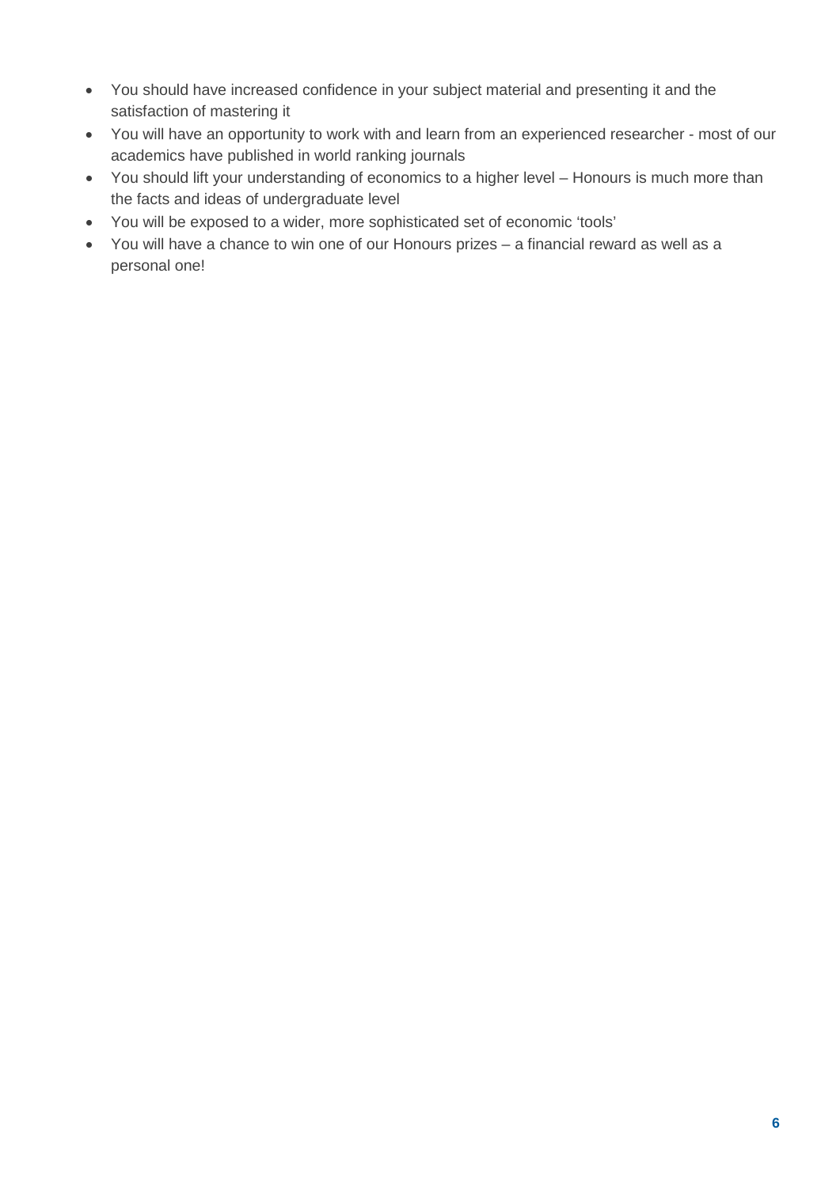- You should have increased confidence in your subject material and presenting it and the satisfaction of mastering it
- You will have an opportunity to work with and learn from an experienced researcher - most of our academics have published in world ranking journals
- You should lift your understanding of economics to a higher level – Honours is much more than the facts and ideas of undergraduate level
- You will be exposed to a wider, more sophisticated set of economic 'tools'
- You will have a chance to win one of our Honours prizes – a financial reward as well as a personal one!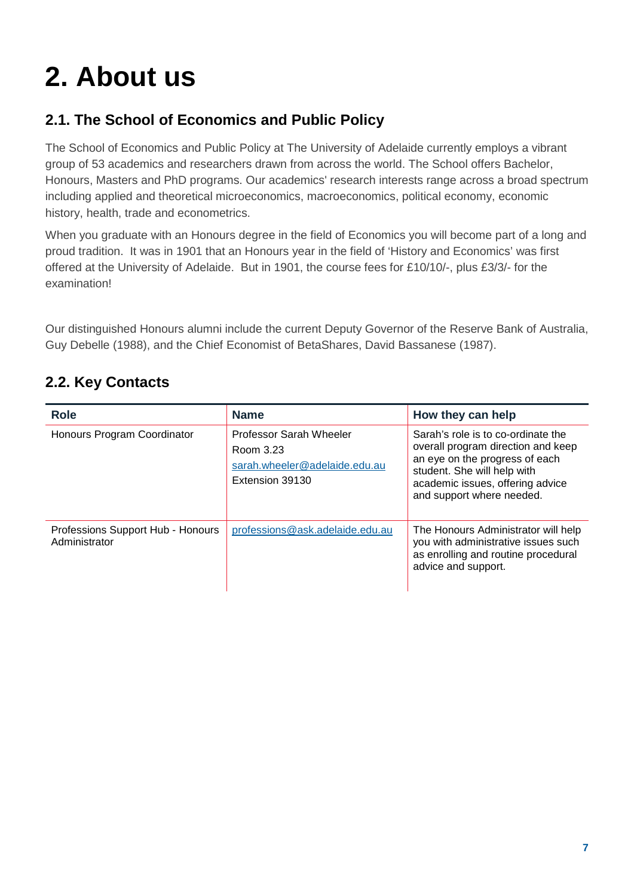# 2. About us

## 2.1. The School of Economics and Public Policy

The School of Economics and Public Policy at The University of Adelaide currently employs a vibrant group of 53 academics and researchers drawn from across the world. The School offers Bachelor, Honours, Masters and PhD programs. Our academics' research interests range across a broad spectrum including applied and theoretical microeconomics, macroeconomics, political economy, economic history, health, trade and econometrics.

When you graduate with an Honours degree in the field of Economics you will become part of a long and proud tradition. It was in 1901 that an Honours year in the field of 'History and Economics' was first offered at the University of Adelaide. But in 1901, the course fees for £10/10/-, plus £3/3/- for the examination!

Our distinguished Honours alumni include the current Deputy Governor of the Reserve Bank of Australia, Guy Debelle (1988), and the Chief Economist of BetaShares, David Bassanese (1987).

## 2.2. Key Contacts

| Role | Name | How they can help |
| --- | --- | --- |
| Honours Program Coordinator | Professor Sarah Wheeler<br>Room 3.23<br>sarah.wheeler@adelaide.edu.au<br>Extension 39130 | Sarah's role is to co-ordinate the overall program direction and keep an eye on the progress of each student. She will help with academic issues, offering advice and support where needed. |
| Professions Support Hub - Honours Administrator | professions@ask.adelaide.edu.au | The Honours Administrator will help you with administrative issues such as enrolling and routine procedural advice and support. |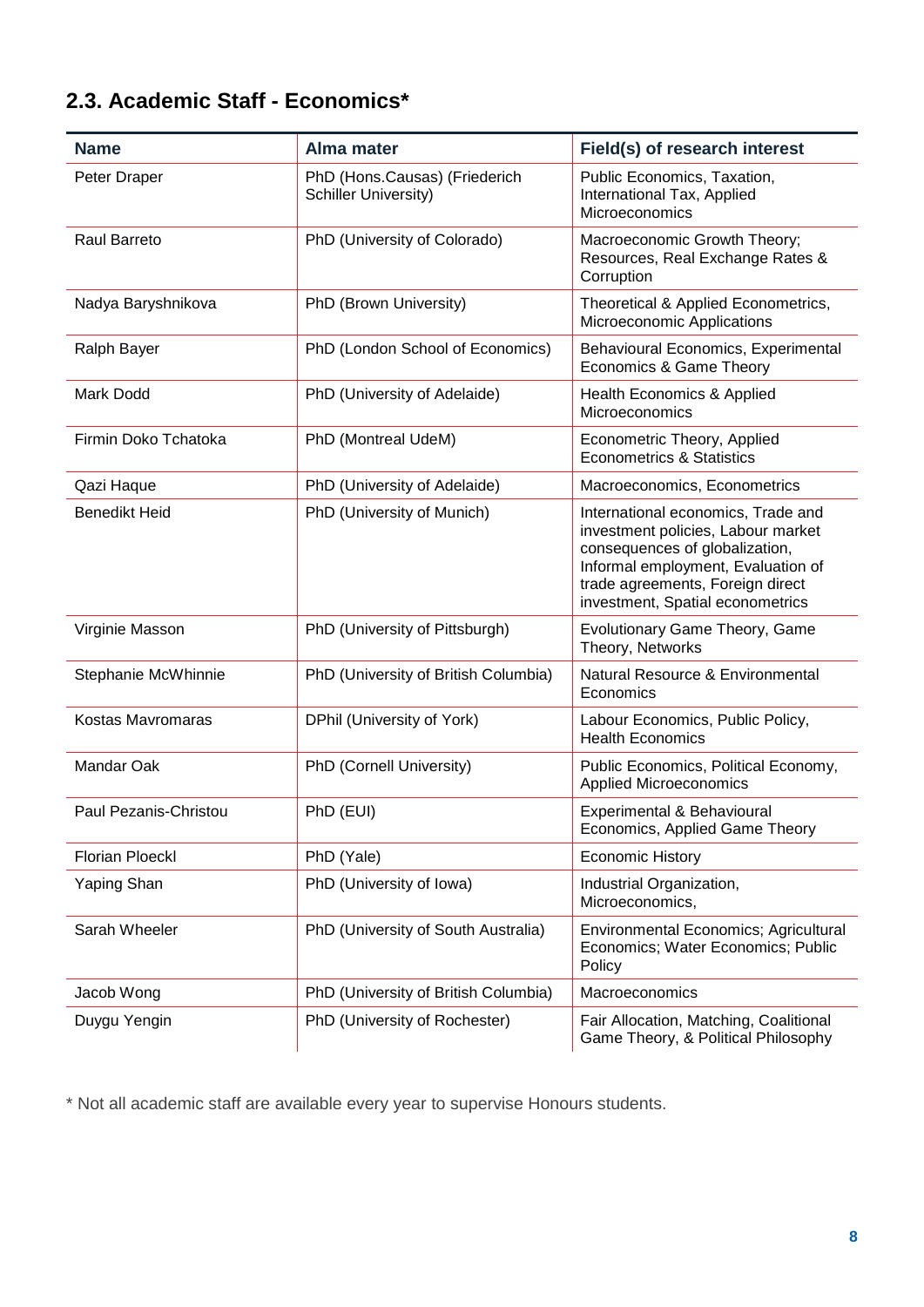## 2.3. Academic Staff - Economics*

| Name | Alma mater | Field(s) of research interest |
|---|---|---|
| Peter Draper | PhD (Hons.Causas) (Friederich Schiller University) | Public Economics, Taxation, International Tax, Applied Microeconomics |
| Raul Barreto | PhD (University of Colorado) | Macroeconomic Growth Theory; Resources, Real Exchange Rates & Corruption |
| Nadya Baryshnikova | PhD (Brown University) | Theoretical & Applied Econometrics, Microeconomic Applications |
| Ralph Bayer | PhD (London School of Economics) | Behavioural Economics, Experimental Economics & Game Theory |
| Mark Dodd | PhD (University of Adelaide) | Health Economics & Applied Microeconomics |
| Firmin Doko Tchatoka | PhD (Montreal UdeM) | Econometric Theory, Applied Econometrics & Statistics |
| Qazi Haque | PhD (University of Adelaide) | Macroeconomics, Econometrics |
| Benedikt Heid | PhD (University of Munich) | International economics, Trade and investment policies, Labour market consequences of globalization, Informal employment, Evaluation of trade agreements, Foreign direct investment, Spatial econometrics |
| Virginie Masson | PhD (University of Pittsburgh) | Evolutionary Game Theory, Game Theory, Networks |
| Stephanie McWhinnie | PhD (University of British Columbia) | Natural Resource & Environmental Economics |
| Kostas Mavromaras | DPhil (University of York) | Labour Economics, Public Policy, Health Economics |
| Mandar Oak | PhD (Cornell University) | Public Economics, Political Economy, Applied Microeconomics |
| Paul Pezanis-Christou | PhD (EUI) | Experimental & Behavioural Economics, Applied Game Theory |
| Florian Ploeckl | PhD (Yale) | Economic History |
| Yaping Shan | PhD (University of Iowa) | Industrial Organization, Microeconomics, |
| Sarah Wheeler | PhD (University of South Australia) | Environmental Economics; Agricultural Economics; Water Economics; Public Policy |
| Jacob Wong | PhD (University of British Columbia) | Macroeconomics |
| Duygu Yengin | PhD (University of Rochester) | Fair Allocation, Matching, Coalitional Game Theory, & Political Philosophy |

* Not all academic staff are available every year to supervise Honours students.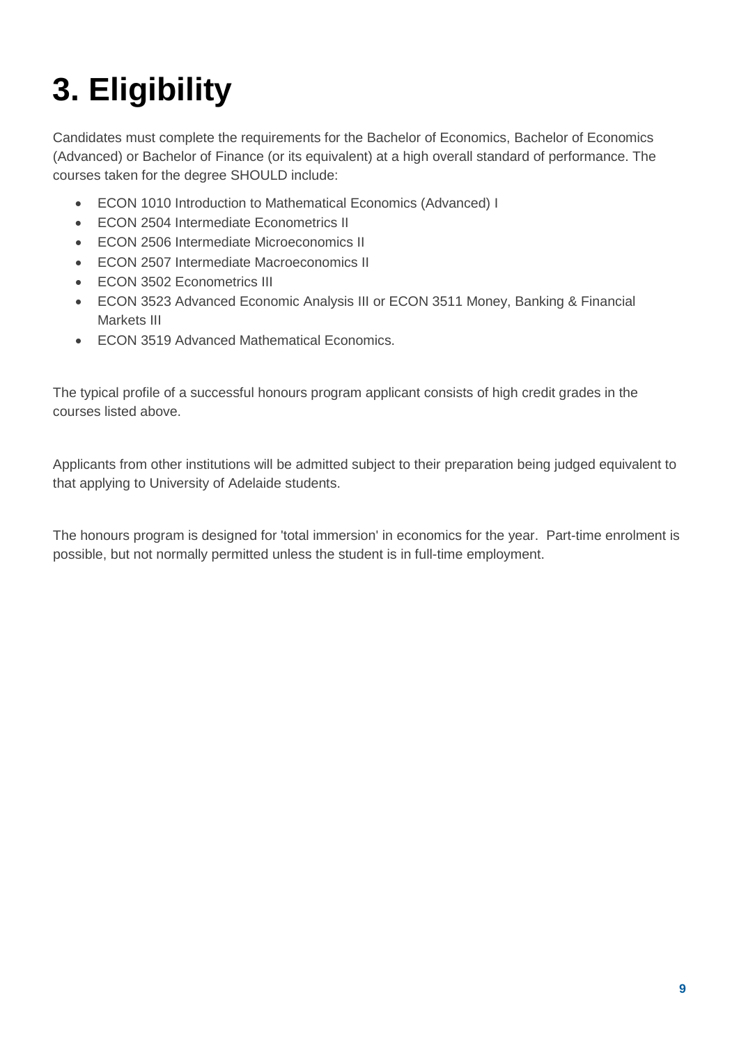# 3. Eligibility

Candidates must complete the requirements for the Bachelor of Economics, Bachelor of Economics (Advanced) or Bachelor of Finance (or its equivalent) at a high overall standard of performance. The courses taken for the degree SHOULD include:

- ECON 1010 Introduction to Mathematical Economics (Advanced) I
- ECON 2504 Intermediate Econometrics II
- ECON 2506 Intermediate Microeconomics II
- ECON 2507 Intermediate Macroeconomics II
- ECON 3502 Econometrics III
- ECON 3523 Advanced Economic Analysis III or ECON 3511 Money, Banking & Financial Markets III
- ECON 3519 Advanced Mathematical Economics.

The typical profile of a successful honours program applicant consists of high credit grades in the courses listed above.

Applicants from other institutions will be admitted subject to their preparation being judged equivalent to that applying to University of Adelaide students.

The honours program is designed for 'total immersion' in economics for the year. Part-time enrolment is possible, but not normally permitted unless the student is in full-time employment.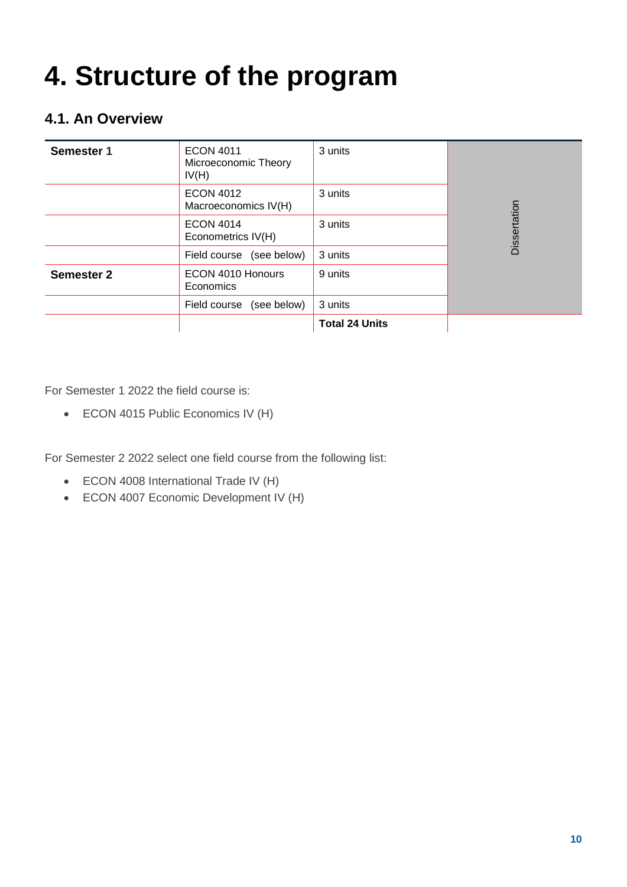# 4. Structure of the program

## 4.1. An Overview

| | | | |
|---|---|---|---|
| **Semester 1** | ECON 4011 Microeconomic Theory IV(H) | 3 units | Dissertation |
| | ECON 4012 Macroeconomics IV(H) | 3 units | |
| | ECON 4014 Econometrics IV(H) | 3 units | |
| | Field course (see below) | 3 units | |
| **Semester 2** | ECON 4010 Honours Economics | 9 units | |
| | Field course (see below) | 3 units | |
| | | **Total 24 Units** | |

For Semester 1 2022 the field course is:

- ECON 4015 Public Economics IV (H)

For Semester 2 2022 select one field course from the following list:

- ECON 4008 International Trade IV (H)
- ECON 4007 Economic Development IV (H)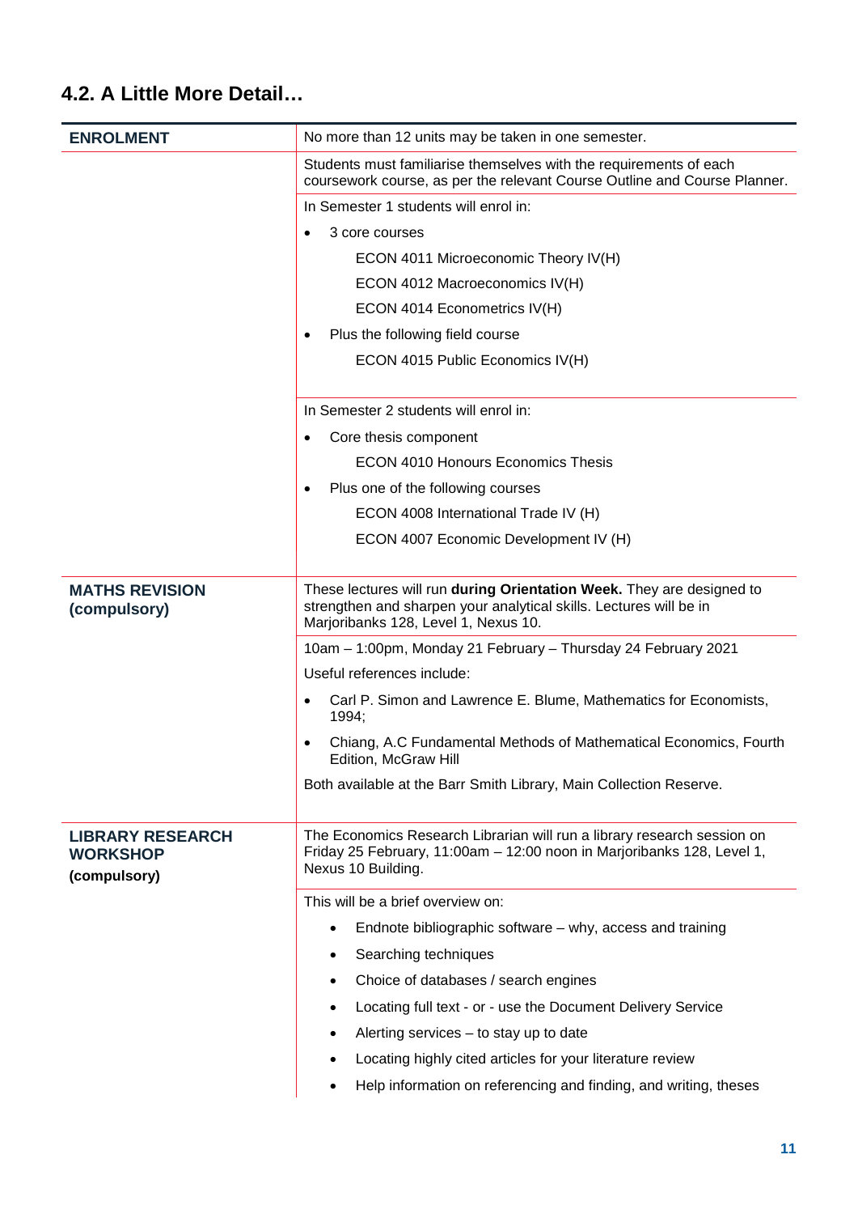## 4.2. A Little More Detail…

| | |
|---|---|
| **ENROLMENT** | No more than 12 units may be taken in one semester. |
| | Students must familiarise themselves with the requirements of each coursework course, as per the relevant Course Outline and Course Planner. |
| | In Semester 1 students will enrol in:<br>• 3 core courses<br>ECON 4011 Microeconomic Theory IV(H)<br>ECON 4012 Macroeconomics IV(H)<br>ECON 4014 Econometrics IV(H)<br>• Plus the following field course<br>ECON 4015 Public Economics IV(H) |
| | In Semester 2 students will enrol in:<br>• Core thesis component<br>ECON 4010 Honours Economics Thesis<br>• Plus one of the following courses<br>ECON 4008 International Trade IV (H)<br>ECON 4007 Economic Development IV (H) |
| **MATHS REVISION (compulsory)** | These lectures will run **during Orientation Week.** They are designed to strengthen and sharpen your analytical skills. Lectures will be in Marjoribanks 128, Level 1, Nexus 10. |
| | 10am – 1:00pm, Monday 21 February – Thursday 24 February 2021<br>Useful references include:<br>• Carl P. Simon and Lawrence E. Blume, Mathematics for Economists, 1994;<br>• Chiang, A.C Fundamental Methods of Mathematical Economics, Fourth Edition, McGraw Hill<br>Both available at the Barr Smith Library, Main Collection Reserve. |
| **LIBRARY RESEARCH WORKSHOP (compulsory)** | The Economics Research Librarian will run a library research session on Friday 25 February, 11:00am – 12:00 noon in Marjoribanks 128, Level 1, Nexus 10 Building. |
| | This will be a brief overview on:<br>• Endnote bibliographic software – why, access and training<br>• Searching techniques<br>• Choice of databases / search engines<br>• Locating full text - or - use the Document Delivery Service<br>• Alerting services – to stay up to date<br>• Locating highly cited articles for your literature review<br>• Help information on referencing and finding, and writing, theses |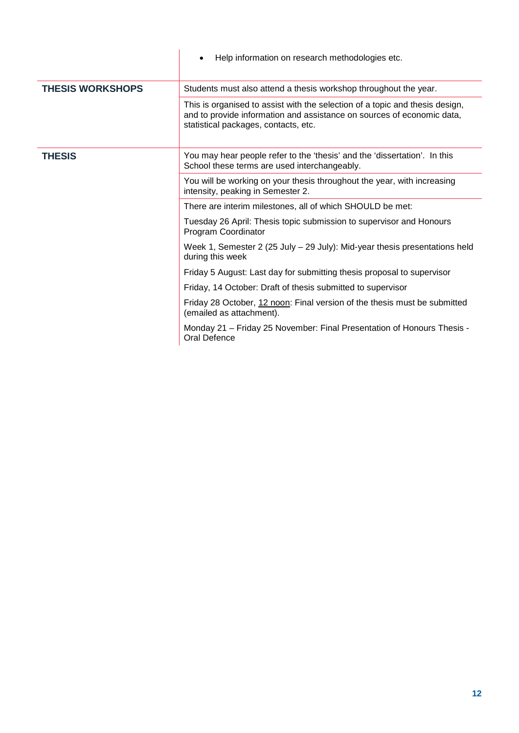| | |
|---|---|
| | • Help information on research methodologies etc. |
| **THESIS WORKSHOPS** | Students must also attend a thesis workshop throughout the year. |
| | This is organised to assist with the selection of a topic and thesis design, and to provide information and assistance on sources of economic data, statistical packages, contacts, etc. |
| **THESIS** | You may hear people refer to the 'thesis' and the 'dissertation'. In this School these terms are used interchangeably. |
| | You will be working on your thesis throughout the year, with increasing intensity, peaking in Semester 2. |
| | There are interim milestones, all of which SHOULD be met:<br><br>Tuesday 26 April: Thesis topic submission to supervisor and Honours Program Coordinator<br><br>Week 1, Semester 2 (25 July – 29 July): Mid-year thesis presentations held during this week<br><br>Friday 5 August: Last day for submitting thesis proposal to supervisor<br><br>Friday, 14 October: Draft of thesis submitted to supervisor<br><br>Friday 28 October, 12 noon: Final version of the thesis must be submitted (emailed as attachment).<br><br>Monday 21 – Friday 25 November: Final Presentation of Honours Thesis - Oral Defence |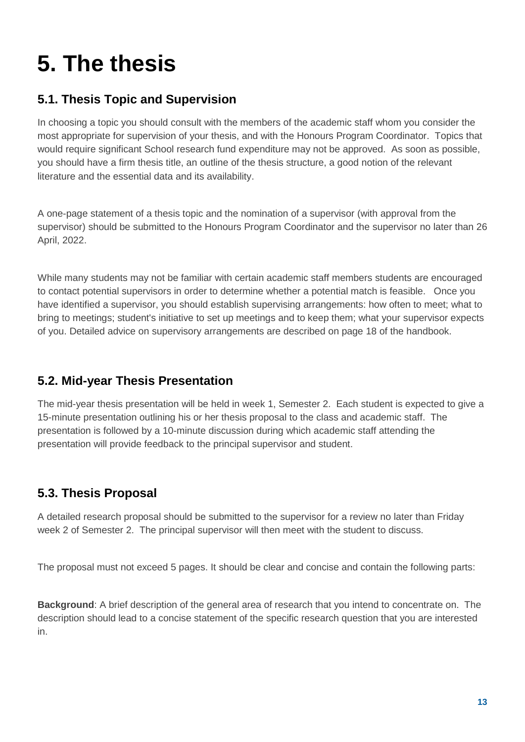# 5. The thesis

## 5.1. Thesis Topic and Supervision

In choosing a topic you should consult with the members of the academic staff whom you consider the most appropriate for supervision of your thesis, and with the Honours Program Coordinator. Topics that would require significant School research fund expenditure may not be approved. As soon as possible, you should have a firm thesis title, an outline of the thesis structure, a good notion of the relevant literature and the essential data and its availability.

A one-page statement of a thesis topic and the nomination of a supervisor (with approval from the supervisor) should be submitted to the Honours Program Coordinator and the supervisor no later than 26 April, 2022.

While many students may not be familiar with certain academic staff members students are encouraged to contact potential supervisors in order to determine whether a potential match is feasible. Once you have identified a supervisor, you should establish supervising arrangements: how often to meet; what to bring to meetings; student's initiative to set up meetings and to keep them; what your supervisor expects of you. Detailed advice on supervisory arrangements are described on page 18 of the handbook.

## 5.2. Mid-year Thesis Presentation

The mid-year thesis presentation will be held in week 1, Semester 2. Each student is expected to give a 15-minute presentation outlining his or her thesis proposal to the class and academic staff. The presentation is followed by a 10-minute discussion during which academic staff attending the presentation will provide feedback to the principal supervisor and student.

## 5.3. Thesis Proposal

A detailed research proposal should be submitted to the supervisor for a review no later than Friday week 2 of Semester 2. The principal supervisor will then meet with the student to discuss.

The proposal must not exceed 5 pages. It should be clear and concise and contain the following parts:

**Background**: A brief description of the general area of research that you intend to concentrate on. The description should lead to a concise statement of the specific research question that you are interested in.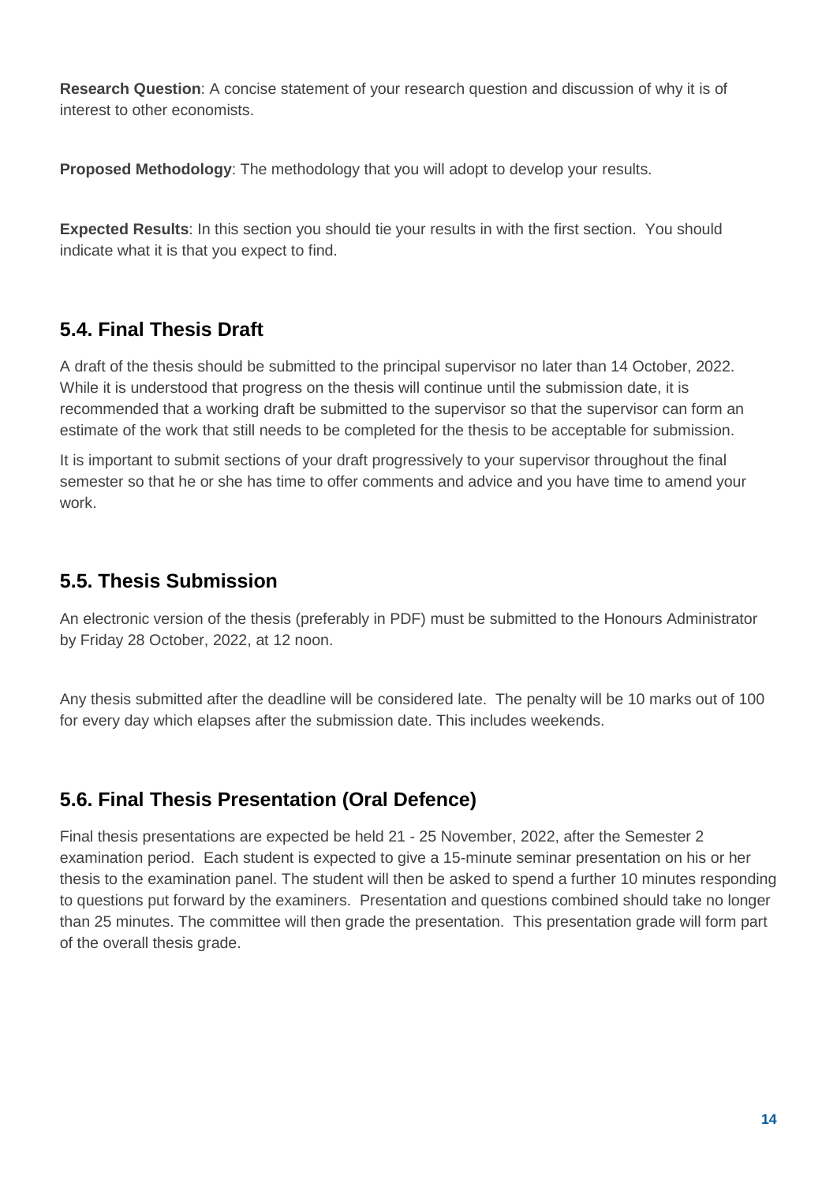**Research Question**: A concise statement of your research question and discussion of why it is of interest to other economists.

**Proposed Methodology**: The methodology that you will adopt to develop your results.

**Expected Results**: In this section you should tie your results in with the first section. You should indicate what it is that you expect to find.

## 5.4. Final Thesis Draft

A draft of the thesis should be submitted to the principal supervisor no later than 14 October, 2022. While it is understood that progress on the thesis will continue until the submission date, it is recommended that a working draft be submitted to the supervisor so that the supervisor can form an estimate of the work that still needs to be completed for the thesis to be acceptable for submission.

It is important to submit sections of your draft progressively to your supervisor throughout the final semester so that he or she has time to offer comments and advice and you have time to amend your work.

## 5.5. Thesis Submission

An electronic version of the thesis (preferably in PDF) must be submitted to the Honours Administrator by Friday 28 October, 2022, at 12 noon.

Any thesis submitted after the deadline will be considered late. The penalty will be 10 marks out of 100 for every day which elapses after the submission date. This includes weekends.

## 5.6. Final Thesis Presentation (Oral Defence)

Final thesis presentations are expected be held 21 - 25 November, 2022, after the Semester 2 examination period. Each student is expected to give a 15-minute seminar presentation on his or her thesis to the examination panel. The student will then be asked to spend a further 10 minutes responding to questions put forward by the examiners. Presentation and questions combined should take no longer than 25 minutes. The committee will then grade the presentation. This presentation grade will form part of the overall thesis grade.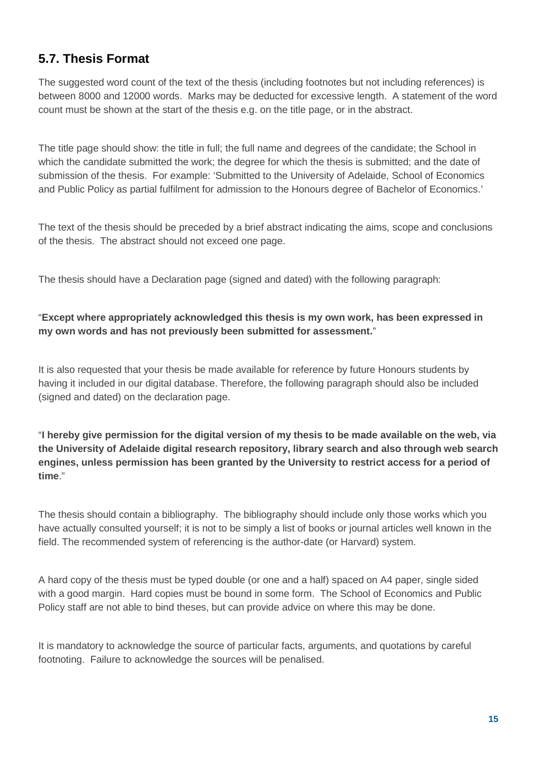## 5.7. Thesis Format

The suggested word count of the text of the thesis (including footnotes but not including references) is between 8000 and 12000 words. Marks may be deducted for excessive length. A statement of the word count must be shown at the start of the thesis e.g. on the title page, or in the abstract.

The title page should show: the title in full; the full name and degrees of the candidate; the School in which the candidate submitted the work; the degree for which the thesis is submitted; and the date of submission of the thesis. For example: 'Submitted to the University of Adelaide, School of Economics and Public Policy as partial fulfilment for admission to the Honours degree of Bachelor of Economics.'

The text of the thesis should be preceded by a brief abstract indicating the aims, scope and conclusions of the thesis. The abstract should not exceed one page.

The thesis should have a Declaration page (signed and dated) with the following paragraph:

"**Except where appropriately acknowledged this thesis is my own work, has been expressed in my own words and has not previously been submitted for assessment.**"

It is also requested that your thesis be made available for reference by future Honours students by having it included in our digital database. Therefore, the following paragraph should also be included (signed and dated) on the declaration page.

"**I hereby give permission for the digital version of my thesis to be made available on the web, via the University of Adelaide digital research repository, library search and also through web search engines, unless permission has been granted by the University to restrict access for a period of time**."

The thesis should contain a bibliography. The bibliography should include only those works which you have actually consulted yourself; it is not to be simply a list of books or journal articles well known in the field. The recommended system of referencing is the author-date (or Harvard) system.

A hard copy of the thesis must be typed double (or one and a half) spaced on A4 paper, single sided with a good margin. Hard copies must be bound in some form. The School of Economics and Public Policy staff are not able to bind theses, but can provide advice on where this may be done.

It is mandatory to acknowledge the source of particular facts, arguments, and quotations by careful footnoting. Failure to acknowledge the sources will be penalised.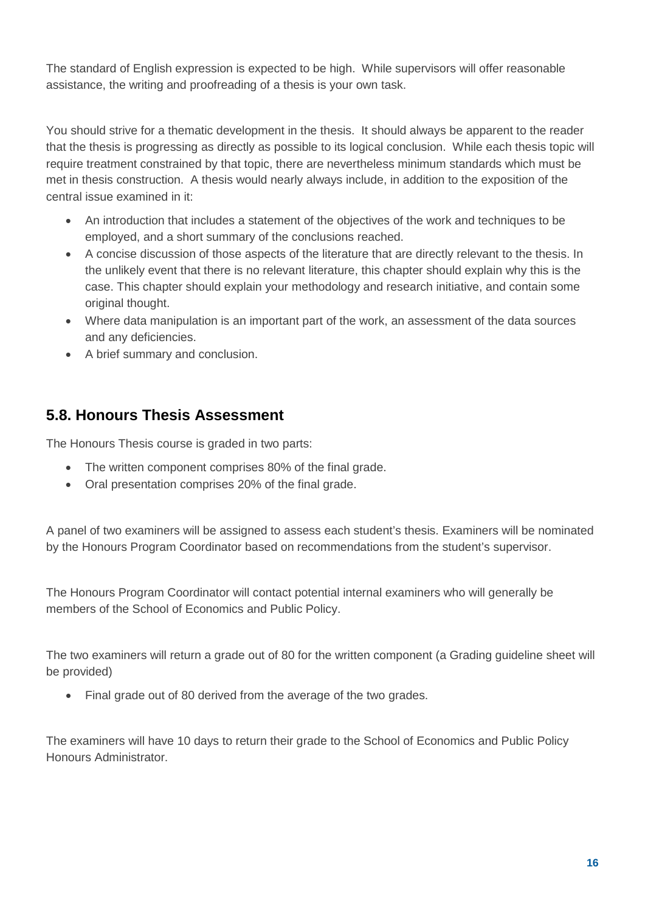The standard of English expression is expected to be high. While supervisors will offer reasonable assistance, the writing and proofreading of a thesis is your own task.

You should strive for a thematic development in the thesis. It should always be apparent to the reader that the thesis is progressing as directly as possible to its logical conclusion. While each thesis topic will require treatment constrained by that topic, there are nevertheless minimum standards which must be met in thesis construction. A thesis would nearly always include, in addition to the exposition of the central issue examined in it:

- An introduction that includes a statement of the objectives of the work and techniques to be employed, and a short summary of the conclusions reached.
- A concise discussion of those aspects of the literature that are directly relevant to the thesis. In the unlikely event that there is no relevant literature, this chapter should explain why this is the case. This chapter should explain your methodology and research initiative, and contain some original thought.
- Where data manipulation is an important part of the work, an assessment of the data sources and any deficiencies.
- A brief summary and conclusion.

## 5.8. Honours Thesis Assessment

The Honours Thesis course is graded in two parts:

- The written component comprises 80% of the final grade.
- Oral presentation comprises 20% of the final grade.

A panel of two examiners will be assigned to assess each student's thesis. Examiners will be nominated by the Honours Program Coordinator based on recommendations from the student's supervisor.

The Honours Program Coordinator will contact potential internal examiners who will generally be members of the School of Economics and Public Policy.

The two examiners will return a grade out of 80 for the written component (a Grading guideline sheet will be provided)

- Final grade out of 80 derived from the average of the two grades.

The examiners will have 10 days to return their grade to the School of Economics and Public Policy Honours Administrator.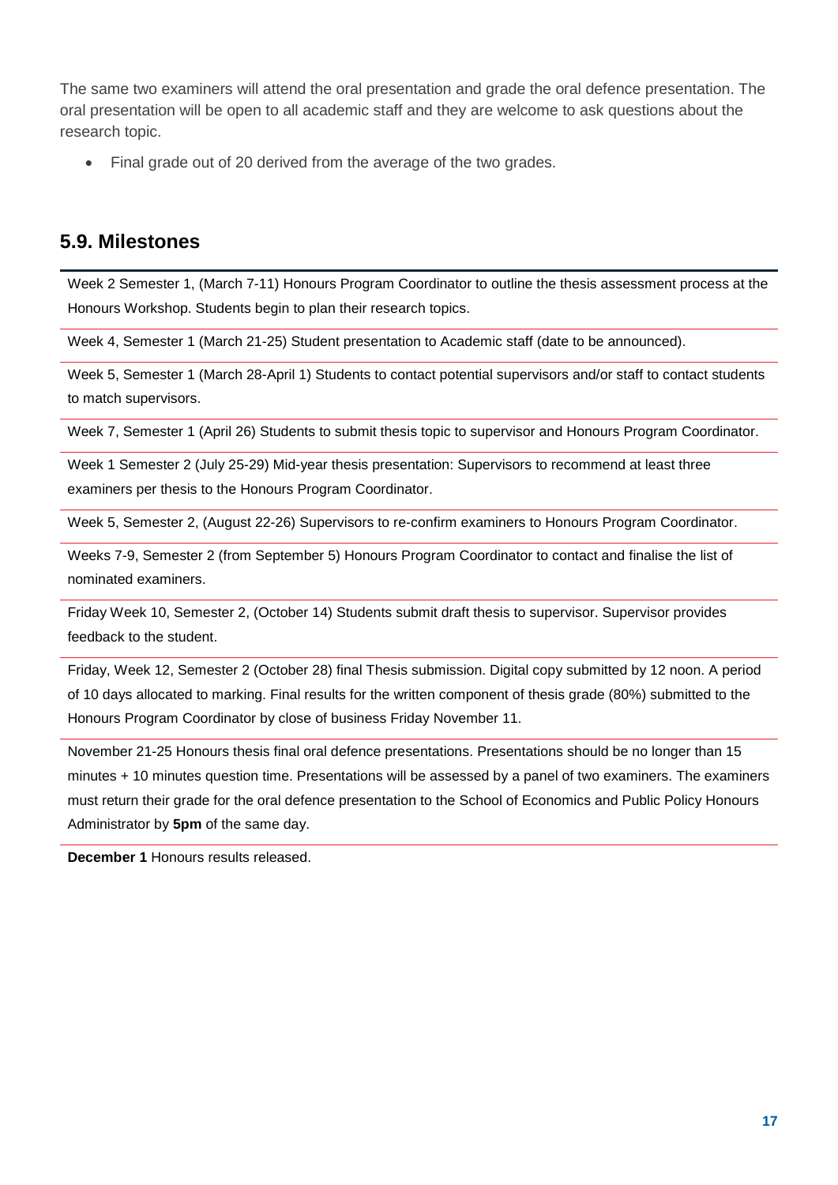The same two examiners will attend the oral presentation and grade the oral defence presentation. The oral presentation will be open to all academic staff and they are welcome to ask questions about the research topic.

- Final grade out of 20 derived from the average of the two grades.

## 5.9. Milestones

Week 2 Semester 1, (March 7-11) Honours Program Coordinator to outline the thesis assessment process at the Honours Workshop. Students begin to plan their research topics.

Week 4, Semester 1 (March 21-25) Student presentation to Academic staff (date to be announced).

Week 5, Semester 1 (March 28-April 1) Students to contact potential supervisors and/or staff to contact students to match supervisors.

Week 7, Semester 1 (April 26) Students to submit thesis topic to supervisor and Honours Program Coordinator.

Week 1 Semester 2 (July 25-29) Mid-year thesis presentation: Supervisors to recommend at least three examiners per thesis to the Honours Program Coordinator.

Week 5, Semester 2, (August 22-26) Supervisors to re-confirm examiners to Honours Program Coordinator.

Weeks 7-9, Semester 2 (from September 5) Honours Program Coordinator to contact and finalise the list of nominated examiners.

Friday Week 10, Semester 2, (October 14) Students submit draft thesis to supervisor. Supervisor provides feedback to the student.

Friday, Week 12, Semester 2 (October 28) final Thesis submission. Digital copy submitted by 12 noon. A period of 10 days allocated to marking. Final results for the written component of thesis grade (80%) submitted to the Honours Program Coordinator by close of business Friday November 11.

November 21-25 Honours thesis final oral defence presentations. Presentations should be no longer than 15 minutes + 10 minutes question time. Presentations will be assessed by a panel of two examiners. The examiners must return their grade for the oral defence presentation to the School of Economics and Public Policy Honours Administrator by **5pm** of the same day.

**December 1** Honours results released.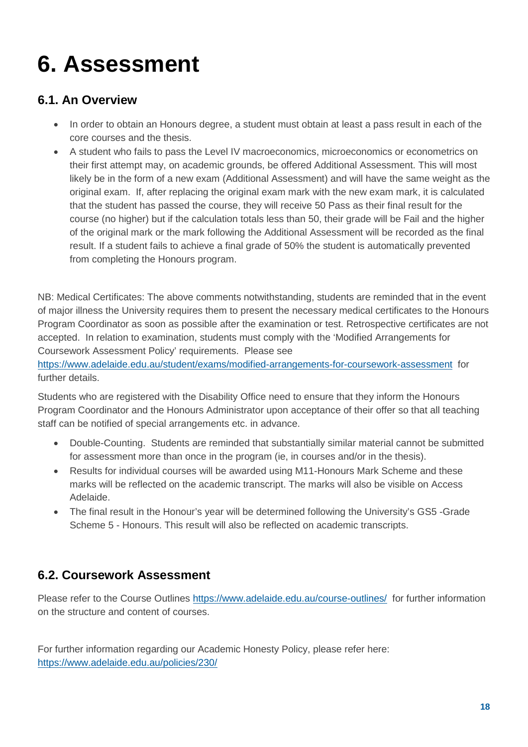# 6. Assessment

## 6.1. An Overview

- In order to obtain an Honours degree, a student must obtain at least a pass result in each of the core courses and the thesis.
- A student who fails to pass the Level IV macroeconomics, microeconomics or econometrics on their first attempt may, on academic grounds, be offered Additional Assessment. This will most likely be in the form of a new exam (Additional Assessment) and will have the same weight as the original exam. If, after replacing the original exam mark with the new exam mark, it is calculated that the student has passed the course, they will receive 50 Pass as their final result for the course (no higher) but if the calculation totals less than 50, their grade will be Fail and the higher of the original mark or the mark following the Additional Assessment will be recorded as the final result. If a student fails to achieve a final grade of 50% the student is automatically prevented from completing the Honours program.

NB: Medical Certificates: The above comments notwithstanding, students are reminded that in the event of major illness the University requires them to present the necessary medical certificates to the Honours Program Coordinator as soon as possible after the examination or test. Retrospective certificates are not accepted. In relation to examination, students must comply with the 'Modified Arrangements for Coursework Assessment Policy' requirements. Please see https://www.adelaide.edu.au/student/exams/modified-arrangements-for-coursework-assessment for further details.

Students who are registered with the Disability Office need to ensure that they inform the Honours Program Coordinator and the Honours Administrator upon acceptance of their offer so that all teaching staff can be notified of special arrangements etc. in advance.

- Double-Counting. Students are reminded that substantially similar material cannot be submitted for assessment more than once in the program (ie, in courses and/or in the thesis).
- Results for individual courses will be awarded using M11-Honours Mark Scheme and these marks will be reflected on the academic transcript. The marks will also be visible on Access Adelaide.
- The final result in the Honour's year will be determined following the University's GS5 -Grade Scheme 5 - Honours. This result will also be reflected on academic transcripts.

## 6.2. Coursework Assessment

Please refer to the Course Outlines https://www.adelaide.edu.au/course-outlines/ for further information on the structure and content of courses.

For further information regarding our Academic Honesty Policy, please refer here: https://www.adelaide.edu.au/policies/230/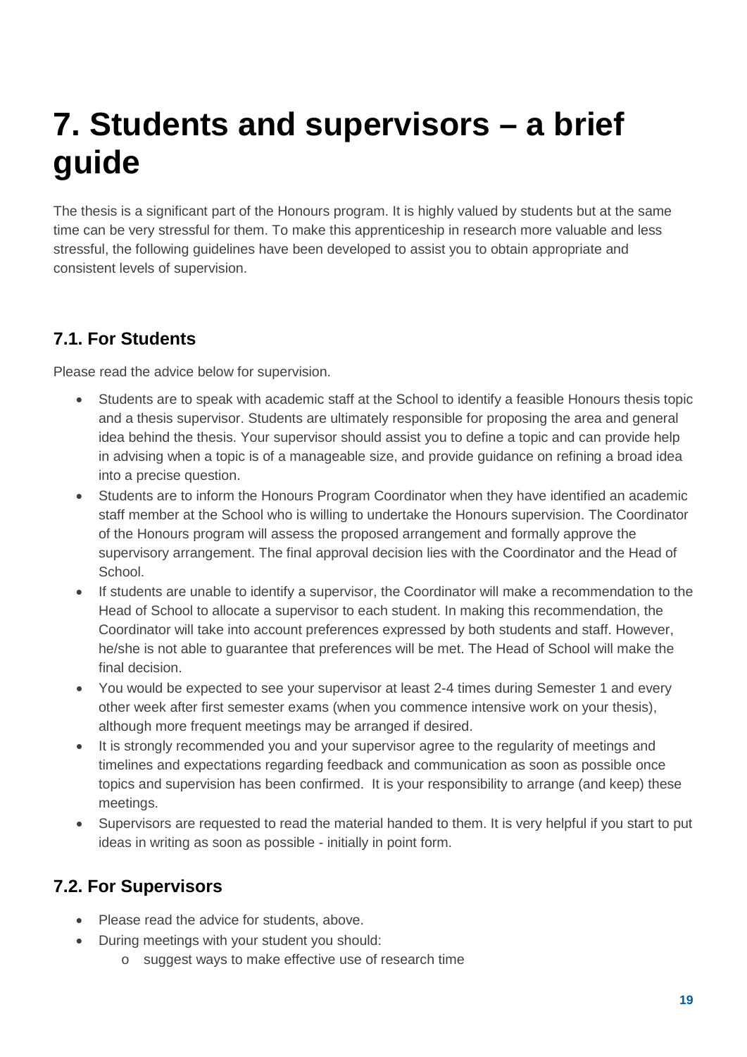# 7. Students and supervisors – a brief guide

The thesis is a significant part of the Honours program. It is highly valued by students but at the same time can be very stressful for them. To make this apprenticeship in research more valuable and less stressful, the following guidelines have been developed to assist you to obtain appropriate and consistent levels of supervision.

## 7.1. For Students

Please read the advice below for supervision.

- Students are to speak with academic staff at the School to identify a feasible Honours thesis topic and a thesis supervisor. Students are ultimately responsible for proposing the area and general idea behind the thesis. Your supervisor should assist you to define a topic and can provide help in advising when a topic is of a manageable size, and provide guidance on refining a broad idea into a precise question.
- Students are to inform the Honours Program Coordinator when they have identified an academic staff member at the School who is willing to undertake the Honours supervision. The Coordinator of the Honours program will assess the proposed arrangement and formally approve the supervisory arrangement. The final approval decision lies with the Coordinator and the Head of School.
- If students are unable to identify a supervisor, the Coordinator will make a recommendation to the Head of School to allocate a supervisor to each student. In making this recommendation, the Coordinator will take into account preferences expressed by both students and staff. However, he/she is not able to guarantee that preferences will be met. The Head of School will make the final decision.
- You would be expected to see your supervisor at least 2-4 times during Semester 1 and every other week after first semester exams (when you commence intensive work on your thesis), although more frequent meetings may be arranged if desired.
- It is strongly recommended you and your supervisor agree to the regularity of meetings and timelines and expectations regarding feedback and communication as soon as possible once topics and supervision has been confirmed. It is your responsibility to arrange (and keep) these meetings.
- Supervisors are requested to read the material handed to them. It is very helpful if you start to put ideas in writing as soon as possible - initially in point form.

## 7.2. For Supervisors

- Please read the advice for students, above.
- During meetings with your student you should:
  - suggest ways to make effective use of research time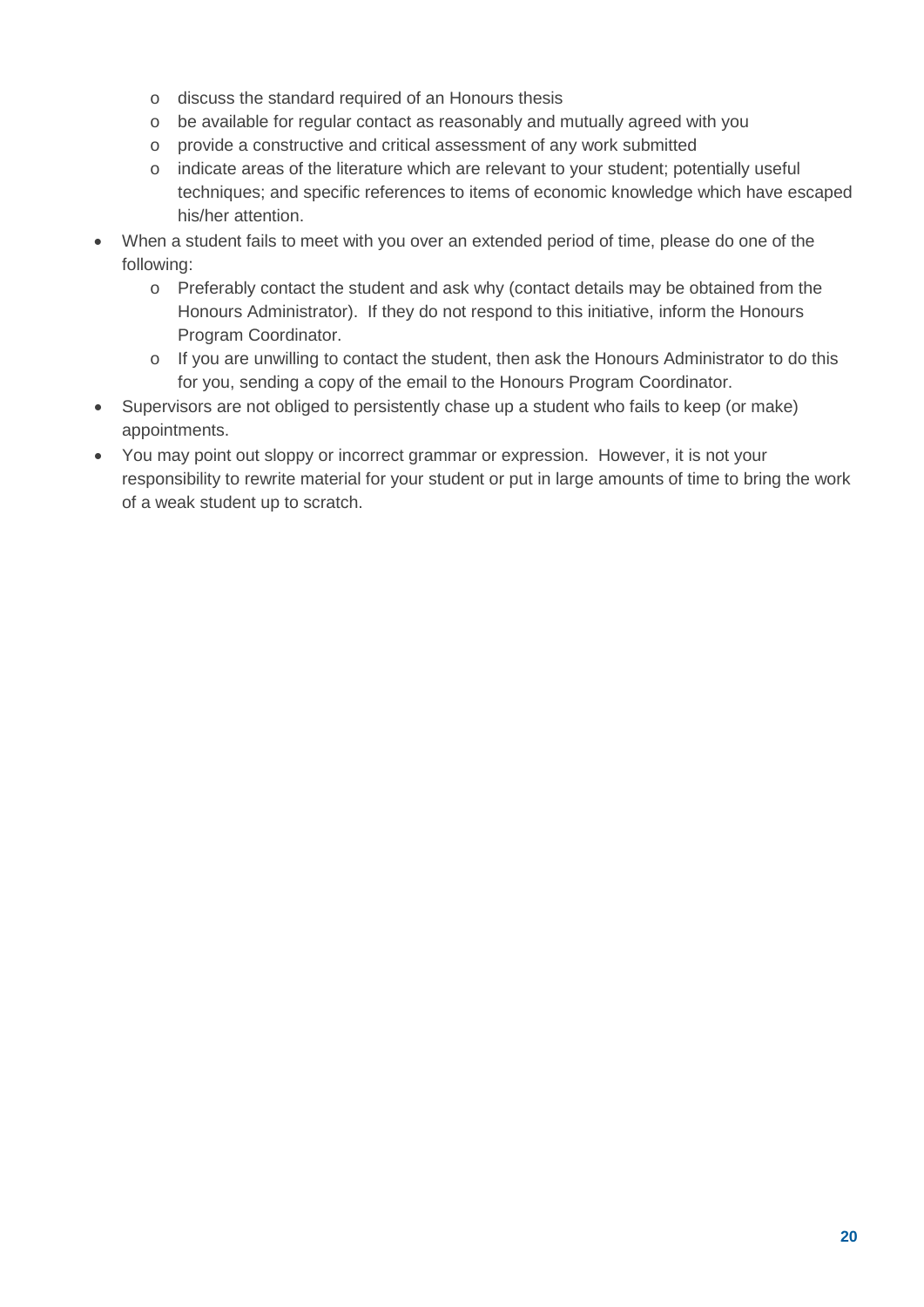- discuss the standard required of an Honours thesis
  - be available for regular contact as reasonably and mutually agreed with you
  - provide a constructive and critical assessment of any work submitted
  - indicate areas of the literature which are relevant to your student; potentially useful techniques; and specific references to items of economic knowledge which have escaped his/her attention.
- When a student fails to meet with you over an extended period of time, please do one of the following:
  - Preferably contact the student and ask why (contact details may be obtained from the Honours Administrator). If they do not respond to this initiative, inform the Honours Program Coordinator.
  - If you are unwilling to contact the student, then ask the Honours Administrator to do this for you, sending a copy of the email to the Honours Program Coordinator.
- Supervisors are not obliged to persistently chase up a student who fails to keep (or make) appointments.
- You may point out sloppy or incorrect grammar or expression. However, it is not your responsibility to rewrite material for your student or put in large amounts of time to bring the work of a weak student up to scratch.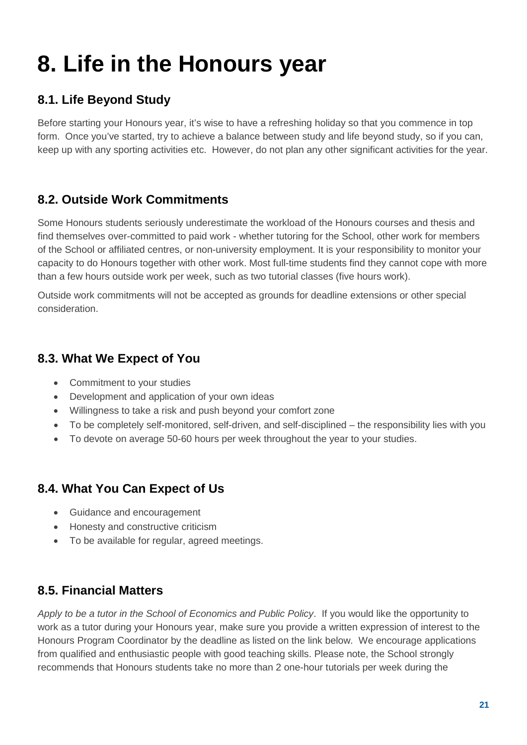# 8. Life in the Honours year

## 8.1. Life Beyond Study

Before starting your Honours year, it's wise to have a refreshing holiday so that you commence in top form. Once you've started, try to achieve a balance between study and life beyond study, so if you can, keep up with any sporting activities etc. However, do not plan any other significant activities for the year.

## 8.2. Outside Work Commitments

Some Honours students seriously underestimate the workload of the Honours courses and thesis and find themselves over-committed to paid work - whether tutoring for the School, other work for members of the School or affiliated centres, or non-university employment. It is your responsibility to monitor your capacity to do Honours together with other work. Most full-time students find they cannot cope with more than a few hours outside work per week, such as two tutorial classes (five hours work).

Outside work commitments will not be accepted as grounds for deadline extensions or other special consideration.

## 8.3. What We Expect of You

- Commitment to your studies
- Development and application of your own ideas
- Willingness to take a risk and push beyond your comfort zone
- To be completely self-monitored, self-driven, and self-disciplined – the responsibility lies with you
- To devote on average 50-60 hours per week throughout the year to your studies.

## 8.4. What You Can Expect of Us

- Guidance and encouragement
- Honesty and constructive criticism
- To be available for regular, agreed meetings.

## 8.5. Financial Matters

*Apply to be a tutor in the School of Economics and Public Policy*. If you would like the opportunity to work as a tutor during your Honours year, make sure you provide a written expression of interest to the Honours Program Coordinator by the deadline as listed on the link below. We encourage applications from qualified and enthusiastic people with good teaching skills. Please note, the School strongly recommends that Honours students take no more than 2 one-hour tutorials per week during the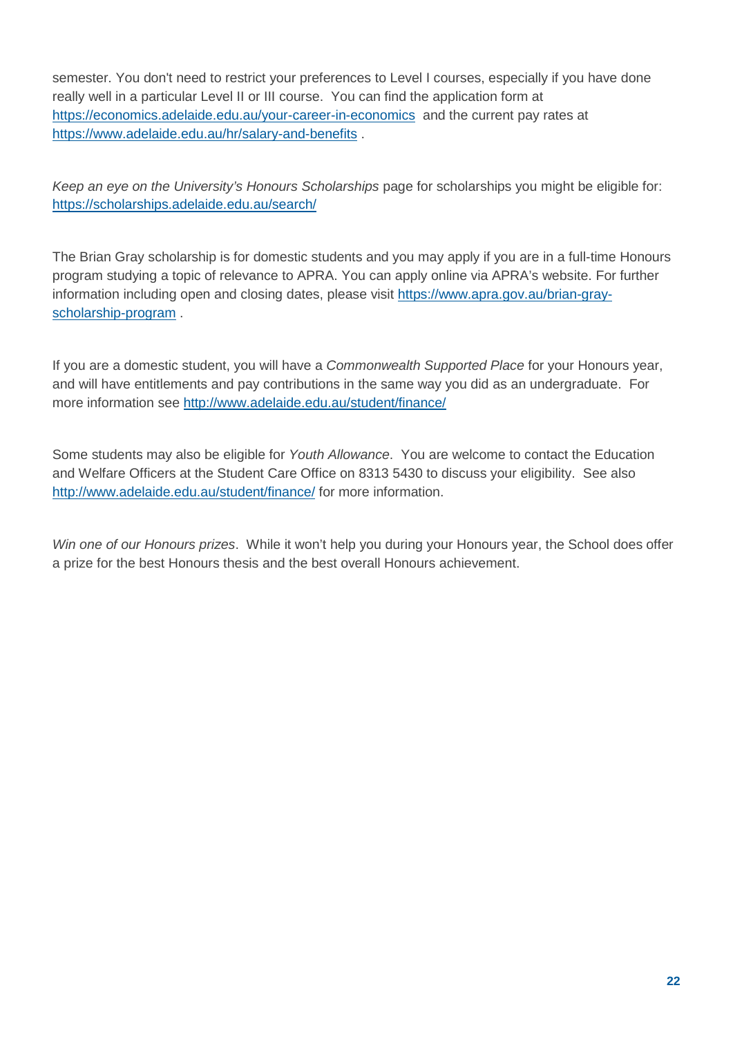semester. You don't need to restrict your preferences to Level I courses, especially if you have done really well in a particular Level II or III course. You can find the application form at https://economics.adelaide.edu.au/your-career-in-economics and the current pay rates at https://www.adelaide.edu.au/hr/salary-and-benefits .

*Keep an eye on the University's Honours Scholarships* page for scholarships you might be eligible for: https://scholarships.adelaide.edu.au/search/

The Brian Gray scholarship is for domestic students and you may apply if you are in a full-time Honours program studying a topic of relevance to APRA. You can apply online via APRA's website. For further information including open and closing dates, please visit https://www.apra.gov.au/brian-gray-scholarship-program .

If you are a domestic student, you will have a *Commonwealth Supported Place* for your Honours year, and will have entitlements and pay contributions in the same way you did as an undergraduate. For more information see http://www.adelaide.edu.au/student/finance/

Some students may also be eligible for *Youth Allowance*. You are welcome to contact the Education and Welfare Officers at the Student Care Office on 8313 5430 to discuss your eligibility. See also http://www.adelaide.edu.au/student/finance/ for more information.

*Win one of our Honours prizes*. While it won't help you during your Honours year, the School does offer a prize for the best Honours thesis and the best overall Honours achievement.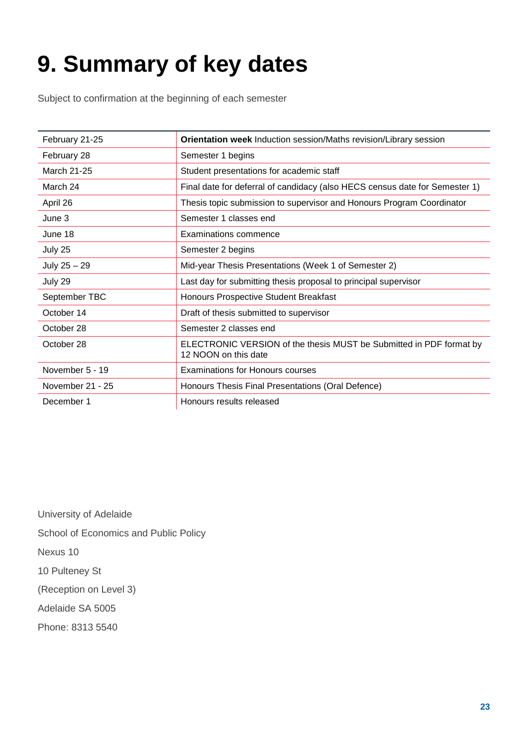# 9. Summary of key dates

Subject to confirmation at the beginning of each semester

| | |
|---|---|
| February 21-25 | **Orientation week** Induction session/Maths revision/Library session |
| February 28 | Semester 1 begins |
| March 21-25 | Student presentations for academic staff |
| March 24 | Final date for deferral of candidacy (also HECS census date for Semester 1) |
| April 26 | Thesis topic submission to supervisor and Honours Program Coordinator |
| June 3 | Semester 1 classes end |
| June 18 | Examinations commence |
| July 25 | Semester 2 begins |
| July 25 – 29 | Mid-year Thesis Presentations (Week 1 of Semester 2) |
| July 29 | Last day for submitting thesis proposal to principal supervisor |
| September TBC | Honours Prospective Student Breakfast |
| October 14 | Draft of thesis submitted to supervisor |
| October 28 | Semester 2 classes end |
| October 28 | ELECTRONIC VERSION of the thesis MUST be Submitted in PDF format by 12 NOON on this date |
| November 5 - 19 | Examinations for Honours courses |
| November 21 - 25 | Honours Thesis Final Presentations (Oral Defence) |
| December 1 | Honours results released |

University of Adelaide

School of Economics and Public Policy

Nexus 10

10 Pulteney St

(Reception on Level 3)

Adelaide SA 5005

Phone: 8313 5540